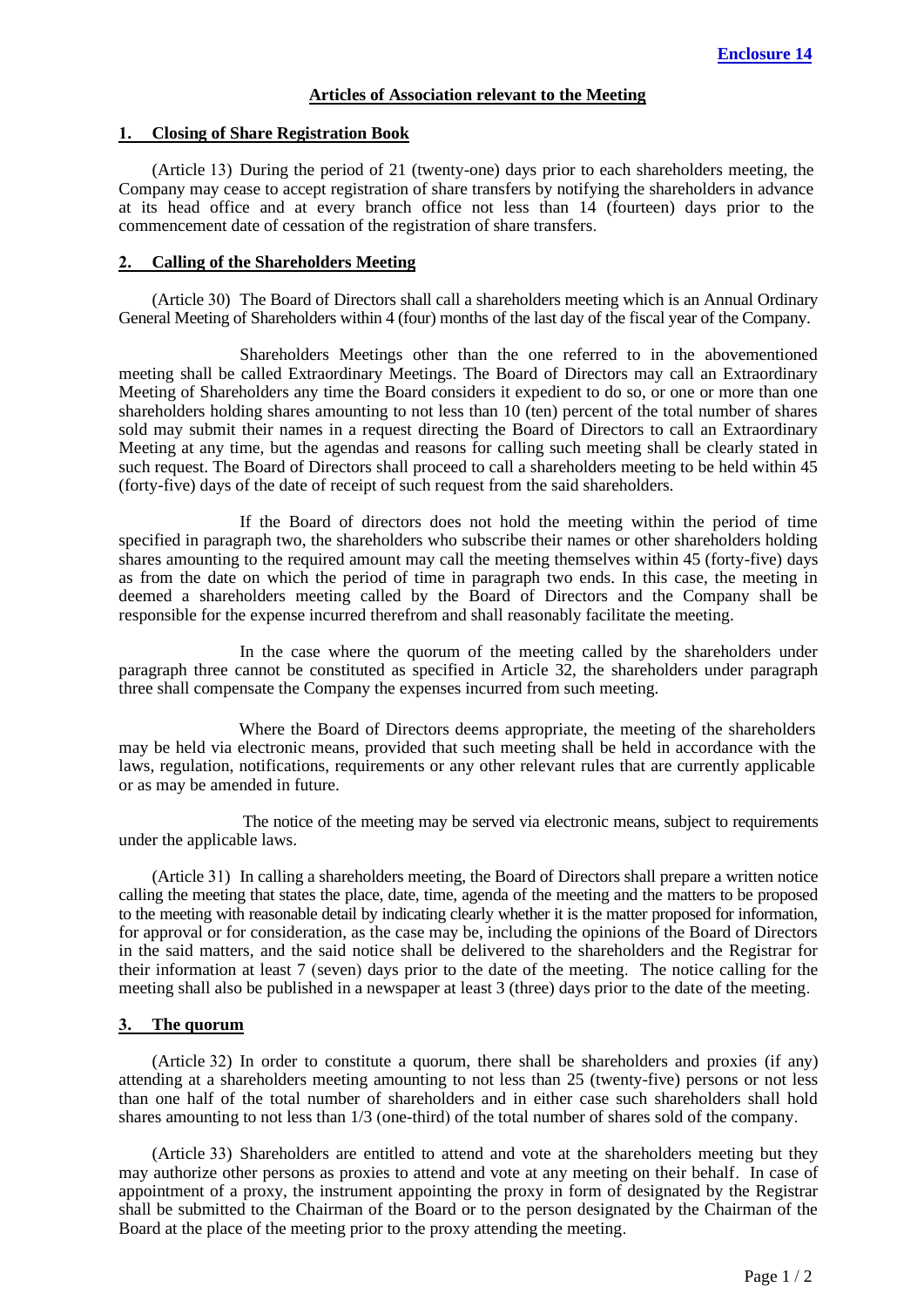**Enclosure 14**

## Articles of Association relevant to the Meeting

### 1. Closing of Share Registration Book

(Article 13) During the period of 21 (twenty-one) days prior to each shareholders meeting, the Company may cease to accept registration of share transfers by notifying the shareholders in advance at its head office and at every branch office not less than 14 (fourteen) days prior to the commencement date of cessation of the registration of share transfers.

### 2. Calling of the Shareholders Meeting

(Article 30) The Board of Directors shall call a shareholders meeting which is an Annual Ordinary General Meeting of Shareholders within 4 (four) months of the last day of the fiscal year of the Company.

Shareholders Meetings other than the one referred to in the abovementioned meeting shall be called Extraordinary Meetings. The Board of Directors may call an Extraordinary Meeting of Shareholders any time the Board considers it expedient to do so, or one or more than one shareholders holding shares amounting to not less than 10 (ten) percent of the total number of shares sold may submit their names in a request directing the Board of Directors to call an Extraordinary Meeting at any time, but the agendas and reasons for calling such meeting shall be clearly stated in such request. The Board of Directors shall proceed to call a shareholders meeting to be held within 45 (forty-five) days of the date of receipt of such request from the said shareholders.

If the Board of directors does not hold the meeting within the period of time specified in paragraph two, the shareholders who subscribe their names or other shareholders holding shares amounting to the required amount may call the meeting themselves within 45 (forty-five) days as from the date on which the period of time in paragraph two ends. In this case, the meeting in deemed a shareholders meeting called by the Board of Directors and the Company shall be responsible for the expense incurred therefrom and shall reasonably facilitate the meeting.

In the case where the quorum of the meeting called by the shareholders under paragraph three cannot be constituted as specified in Article 32, the shareholders under paragraph three shall compensate the Company the expenses incurred from such meeting.

Where the Board of Directors deems appropriate, the meeting of the shareholders may be held via electronic means, provided that such meeting shall be held in accordance with the laws, regulation, notifications, requirements or any other relevant rules that are currently applicable or as may be amended in future.

The notice of the meeting may be served via electronic means, subject to requirements under the applicable laws.

(Article 31) In calling a shareholders meeting, the Board of Directors shall prepare a written notice calling the meeting that states the place, date, time, agenda of the meeting and the matters to be proposed to the meeting with reasonable detail by indicating clearly whether it is the matter proposed for information, for approval or for consideration, as the case may be, including the opinions of the Board of Directors in the said matters, and the said notice shall be delivered to the shareholders and the Registrar for their information at least 7 (seven) days prior to the date of the meeting. The notice calling for the meeting shall also be published in a newspaper at least 3 (three) days prior to the date of the meeting.

### 3. The quorum

(Article 32) In order to constitute a quorum, there shall be shareholders and proxies (if any) attending at a shareholders meeting amounting to not less than 25 (twenty-five) persons or not less than one half of the total number of shareholders and in either case such shareholders shall hold shares amounting to not less than 1/3 (one-third) of the total number of shares sold of the company.

(Article 33) Shareholders are entitled to attend and vote at the shareholders meeting but they may authorize other persons as proxies to attend and vote at any meeting on their behalf. In case of appointment of a proxy, the instrument appointing the proxy in form of designated by the Registrar shall be submitted to the Chairman of the Board or to the person designated by the Chairman of the Board at the place of the meeting prior to the proxy attending the meeting.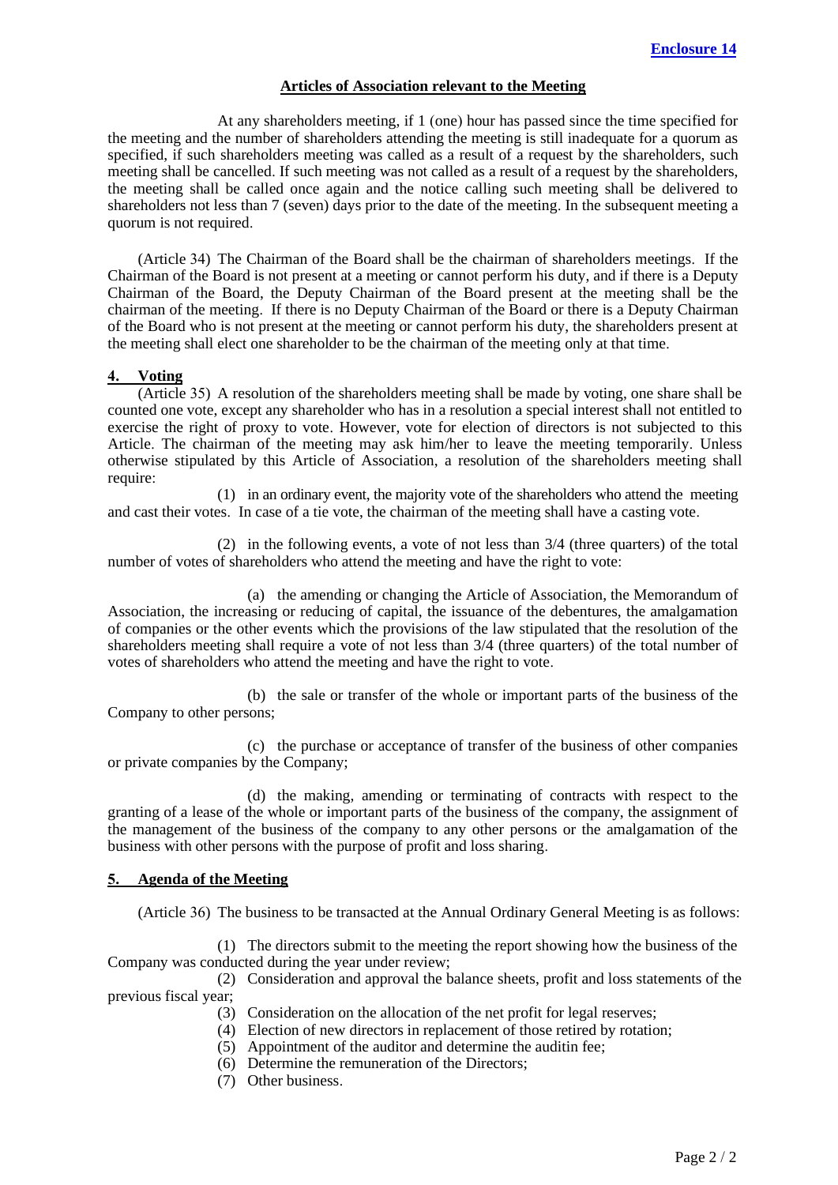**Enclosure 14**

**Articles of Association relevant to the Meeting**

At any shareholders meeting, if 1 (one) hour has passed since the time specified for the meeting and the number of shareholders attending the meeting is still inadequate for a quorum as specified, if such shareholders meeting was called as a result of a request by the shareholders, such meeting shall be cancelled. If such meeting was not called as a result of a request by the shareholders, the meeting shall be called once again and the notice calling such meeting shall be delivered to shareholders not less than 7 (seven) days prior to the date of the meeting. In the subsequent meeting a quorum is not required.

(Article 34) The Chairman of the Board shall be the chairman of shareholders meetings. If the Chairman of the Board is not present at a meeting or cannot perform his duty, and if there is a Deputy Chairman of the Board, the Deputy Chairman of the Board present at the meeting shall be the chairman of the meeting. If there is no Deputy Chairman of the Board or there is a Deputy Chairman of the Board who is not present at the meeting or cannot perform his duty, the shareholders present at the meeting shall elect one shareholder to be the chairman of the meeting only at that time.

## 4. Voting

(Article 35) A resolution of the shareholders meeting shall be made by voting, one share shall be counted one vote, except any shareholder who has in a resolution a special interest shall not entitled to exercise the right of proxy to vote. However, vote for election of directors is not subjected to this Article. The chairman of the meeting may ask him/her to leave the meeting temporarily. Unless otherwise stipulated by this Article of Association, a resolution of the shareholders meeting shall require:

(1) in an ordinary event, the majority vote of the shareholders who attend the meeting and cast their votes. In case of a tie vote, the chairman of the meeting shall have a casting vote.

(2) in the following events, a vote of not less than 3/4 (three quarters) of the total number of votes of shareholders who attend the meeting and have the right to vote:

(a) the amending or changing the Article of Association, the Memorandum of Association, the increasing or reducing of capital, the issuance of the debentures, the amalgamation of companies or the other events which the provisions of the law stipulated that the resolution of the shareholders meeting shall require a vote of not less than 3/4 (three quarters) of the total number of votes of shareholders who attend the meeting and have the right to vote.

(b) the sale or transfer of the whole or important parts of the business of the Company to other persons;

(c) the purchase or acceptance of transfer of the business of other companies or private companies by the Company;

(d) the making, amending or terminating of contracts with respect to the granting of a lease of the whole or important parts of the business of the company, the assignment of the management of the business of the company to any other persons or the amalgamation of the business with other persons with the purpose of profit and loss sharing.

## 5. Agenda of the Meeting

(Article 36) The business to be transacted at the Annual Ordinary General Meeting is as follows:

(1) The directors submit to the meeting the report showing how the business of the Company was conducted during the year under review;
(2) Consideration and approval the balance sheets, profit and loss statements of the previous fiscal year;
(3) Consideration on the allocation of the net profit for legal reserves;
(4) Election of new directors in replacement of those retired by rotation;
(5) Appointment of the auditor and determine the auditin fee;
(6) Determine the remuneration of the Directors;
(7) Other business.